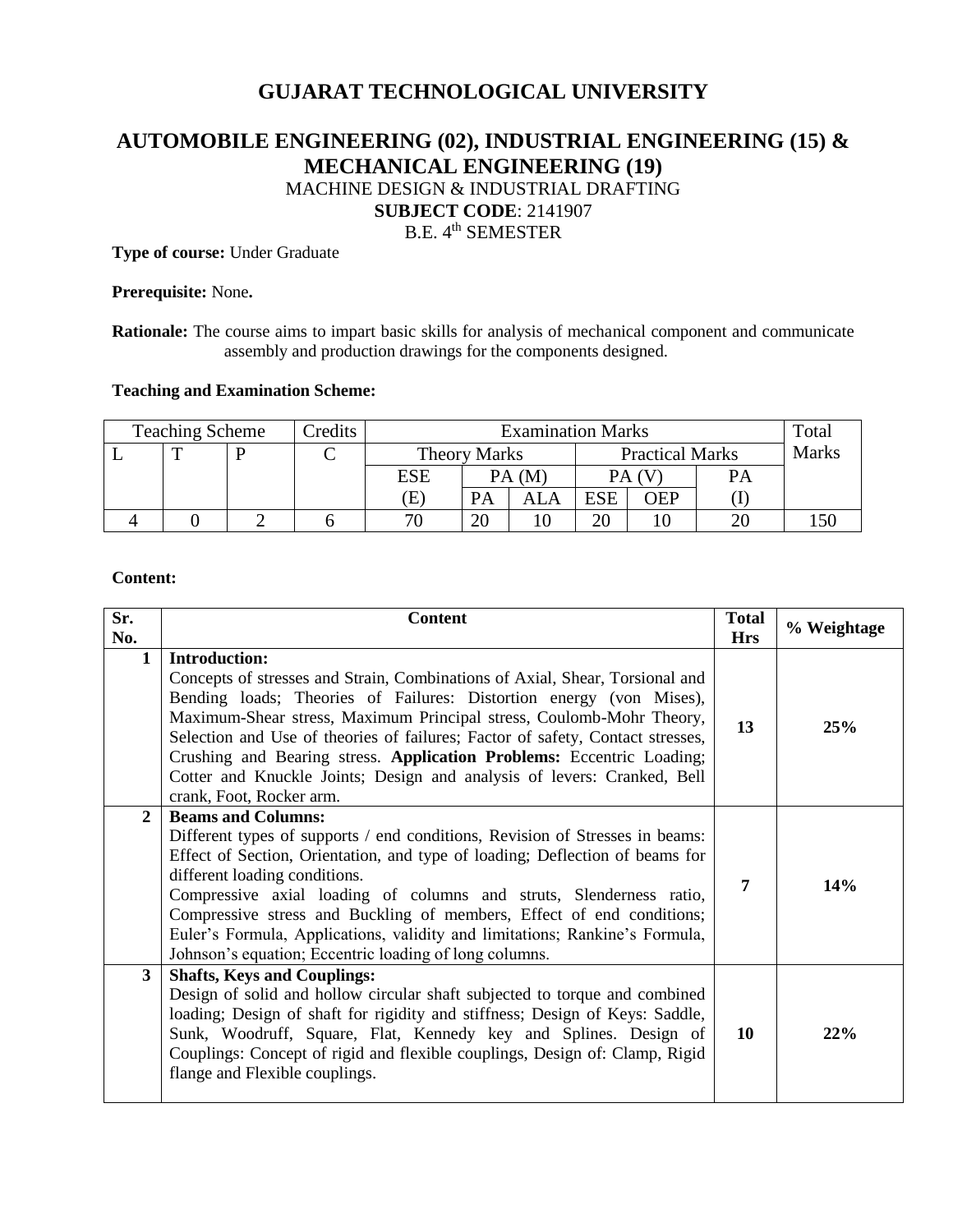# GUJARAT TECHNOLOGICAL UNIVERSITY

## AUTOMOBILE ENGINEERING (02), INDUSTRIAL ENGINEERING (15) & MECHANICAL ENGINEERING (19)

MACHINE DESIGN & INDUSTRIAL DRAFTING

**SUBJECT CODE**: 2141907

B.E. 4th SEMESTER

**Type of course:** Under Graduate

**Prerequisite:** None**.**

**Rationale:** The course aims to impart basic skills for analysis of mechanical component and communicate assembly and production drawings for the components designed.

**Teaching and Examination Scheme:**

| Teaching Scheme | | | Credits | Examination Marks | | | | | | Total Marks |
|---|---|---|---|---|---|---|---|---|---|---|
| L | T | P | C | Theory Marks | | | Practical Marks | | | |
| | | | | ESE (E) | PA (M) | | PA (V) | | PA (I) | |
| | | | | | PA | ALA | ESE | OEP | | |
| 4 | 0 | 2 | 6 | 70 | 20 | 10 | 20 | 10 | 20 | 150 |

**Content:**

| Sr. No. | Content | Total Hrs | % Weightage |
|---|---|---|---|
| 1 | **Introduction:** Concepts of stresses and Strain, Combinations of Axial, Shear, Torsional and Bending loads; Theories of Failures: Distortion energy (von Mises), Maximum-Shear stress, Maximum Principal stress, Coulomb-Mohr Theory, Selection and Use of theories of failures; Factor of safety, Contact stresses, Crushing and Bearing stress. **Application Problems:** Eccentric Loading; Cotter and Knuckle Joints; Design and analysis of levers: Cranked, Bell crank, Foot, Rocker arm. | **13** | **25%** |
| 2 | **Beams and Columns:** Different types of supports / end conditions, Revision of Stresses in beams: Effect of Section, Orientation, and type of loading; Deflection of beams for different loading conditions. Compressive axial loading of columns and struts, Slenderness ratio, Compressive stress and Buckling of members, Effect of end conditions; Euler's Formula, Applications, validity and limitations; Rankine's Formula, Johnson's equation; Eccentric loading of long columns. | **7** | **14%** |
| 3 | **Shafts, Keys and Couplings:** Design of solid and hollow circular shaft subjected to torque and combined loading; Design of shaft for rigidity and stiffness; Design of Keys: Saddle, Sunk, Woodruff, Square, Flat, Kennedy key and Splines. Design of Couplings: Concept of rigid and flexible couplings, Design of: Clamp, Rigid flange and Flexible couplings. | **10** | **22%** |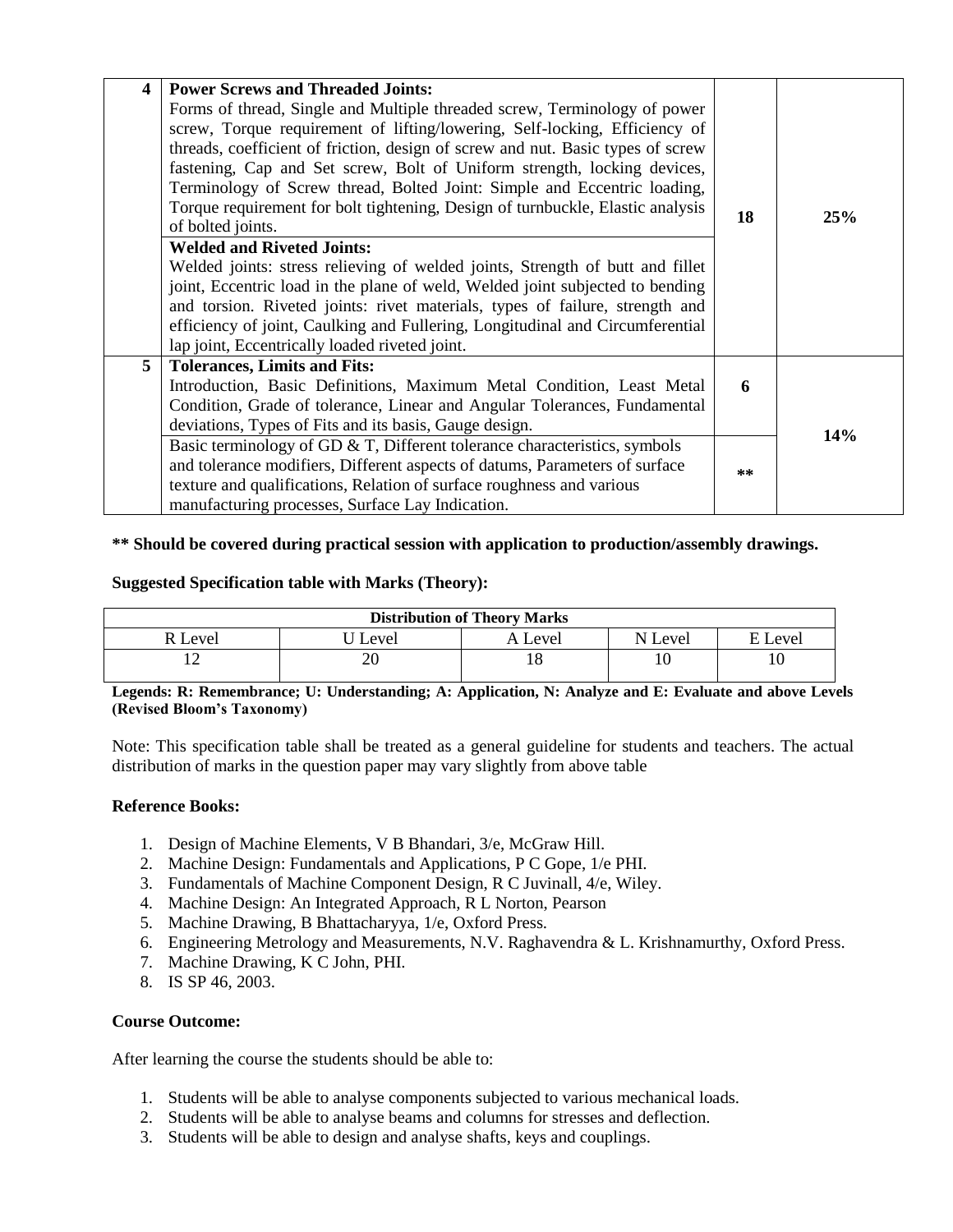| 4 | **Power Screws and Threaded Joints:** Forms of thread, Single and Multiple threaded screw, Terminology of power screw, Torque requirement of lifting/lowering, Self-locking, Efficiency of threads, coefficient of friction, design of screw and nut. Basic types of screw fastening, Cap and Set screw, Bolt of Uniform strength, locking devices, Terminology of Screw thread, Bolted Joint: Simple and Eccentric loading, Torque requirement for bolt tightening, Design of turnbuckle, Elastic analysis of bolted joints. | **18** | **25%** |
|---|---|---|---|
| | **Welded and Riveted Joints:** Welded joints: stress relieving of welded joints, Strength of butt and fillet joint, Eccentric load in the plane of weld, Welded joint subjected to bending and torsion. Riveted joints: rivet materials, types of failure, strength and efficiency of joint, Caulking and Fullering, Longitudinal and Circumferential lap joint, Eccentrically loaded riveted joint. | | |
| 5 | **Tolerances, Limits and Fits:** Introduction, Basic Definitions, Maximum Metal Condition, Least Metal Condition, Grade of tolerance, Linear and Angular Tolerances, Fundamental deviations, Types of Fits and its basis, Gauge design. | **6** | **14%** |
| | Basic terminology of GD & T, Different tolerance characteristics, symbols and tolerance modifiers, Different aspects of datums, Parameters of surface texture and qualifications, Relation of surface roughness and various manufacturing processes, Surface Lay Indication. | ** | |

**** Should be covered during practical session with application to production/assembly drawings.**

**Suggested Specification table with Marks (Theory):**

| **Distribution of Theory Marks** | | | | |
|---|---|---|---|---|
| R Level | U Level | A Level | N Level | E Level |
| 12 | 20 | 18 | 10 | 10 |

**Legends: R: Remembrance; U: Understanding; A: Application, N: Analyze and E: Evaluate and above Levels (Revised Bloom's Taxonomy)**

Note: This specification table shall be treated as a general guideline for students and teachers. The actual distribution of marks in the question paper may vary slightly from above table

**Reference Books:**

1. Design of Machine Elements, V B Bhandari, 3/e, McGraw Hill.
2. Machine Design: Fundamentals and Applications, P C Gope, 1/e PHI.
3. Fundamentals of Machine Component Design, R C Juvinall, 4/e, Wiley.
4. Machine Design: An Integrated Approach, R L Norton, Pearson
5. Machine Drawing, B Bhattacharyya, 1/e, Oxford Press.
6. Engineering Metrology and Measurements, N.V. Raghavendra & L. Krishnamurthy, Oxford Press.
7. Machine Drawing, K C John, PHI.
8. IS SP 46, 2003.

**Course Outcome:**

After learning the course the students should be able to:

1. Students will be able to analyse components subjected to various mechanical loads.
2. Students will be able to analyse beams and columns for stresses and deflection.
3. Students will be able to design and analyse shafts, keys and couplings.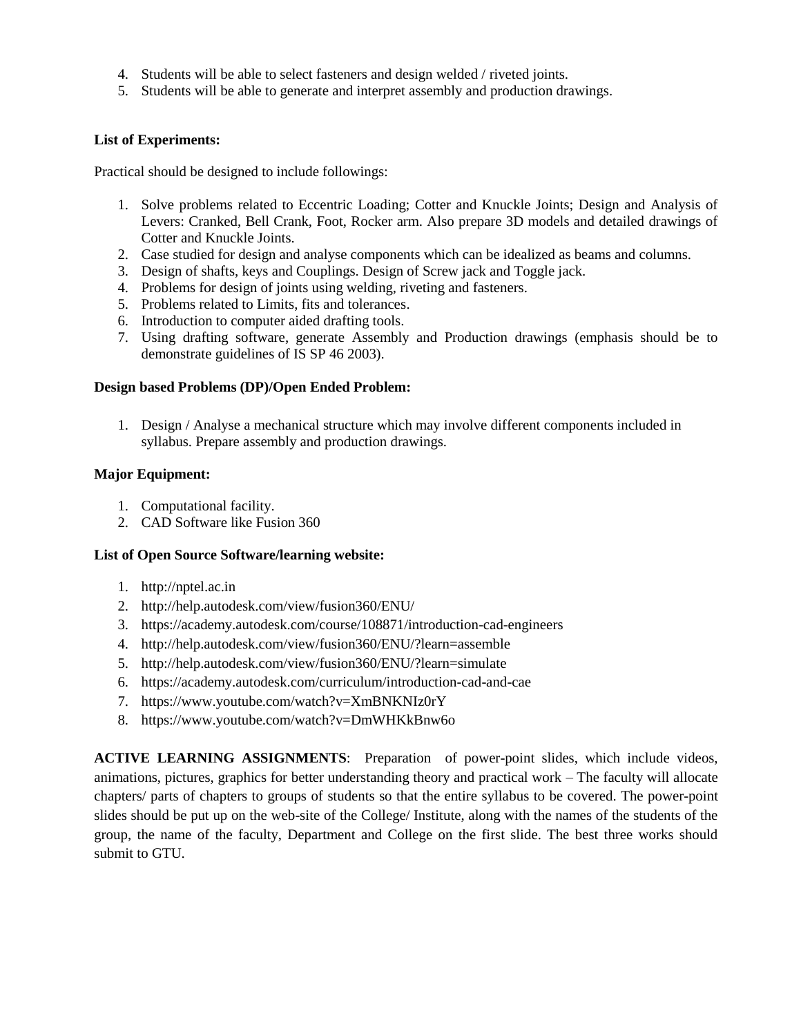4. Students will be able to select fasteners and design welded / riveted joints.
5. Students will be able to generate and interpret assembly and production drawings.

**List of Experiments:**

Practical should be designed to include followings:

1. Solve problems related to Eccentric Loading; Cotter and Knuckle Joints; Design and Analysis of Levers: Cranked, Bell Crank, Foot, Rocker arm. Also prepare 3D models and detailed drawings of Cotter and Knuckle Joints.
2. Case studied for design and analyse components which can be idealized as beams and columns.
3. Design of shafts, keys and Couplings. Design of Screw jack and Toggle jack.
4. Problems for design of joints using welding, riveting and fasteners.
5. Problems related to Limits, fits and tolerances.
6. Introduction to computer aided drafting tools.
7. Using drafting software, generate Assembly and Production drawings (emphasis should be to demonstrate guidelines of IS SP 46 2003).

**Design based Problems (DP)/Open Ended Problem:**

1. Design / Analyse a mechanical structure which may involve different components included in syllabus. Prepare assembly and production drawings.

**Major Equipment:**

1. Computational facility.
2. CAD Software like Fusion 360

**List of Open Source Software/learning website:**

1. http://nptel.ac.in
2. http://help.autodesk.com/view/fusion360/ENU/
3. https://academy.autodesk.com/course/108871/introduction-cad-engineers
4. http://help.autodesk.com/view/fusion360/ENU/?learn=assemble
5. http://help.autodesk.com/view/fusion360/ENU/?learn=simulate
6. https://academy.autodesk.com/curriculum/introduction-cad-and-cae
7. https://www.youtube.com/watch?v=XmBNKNIz0rY
8. https://www.youtube.com/watch?v=DmWHKkBnw6o

**ACTIVE LEARNING ASSIGNMENTS**: Preparation of power-point slides, which include videos, animations, pictures, graphics for better understanding theory and practical work – The faculty will allocate chapters/ parts of chapters to groups of students so that the entire syllabus to be covered. The power-point slides should be put up on the web-site of the College/ Institute, along with the names of the students of the group, the name of the faculty, Department and College on the first slide. The best three works should submit to GTU.